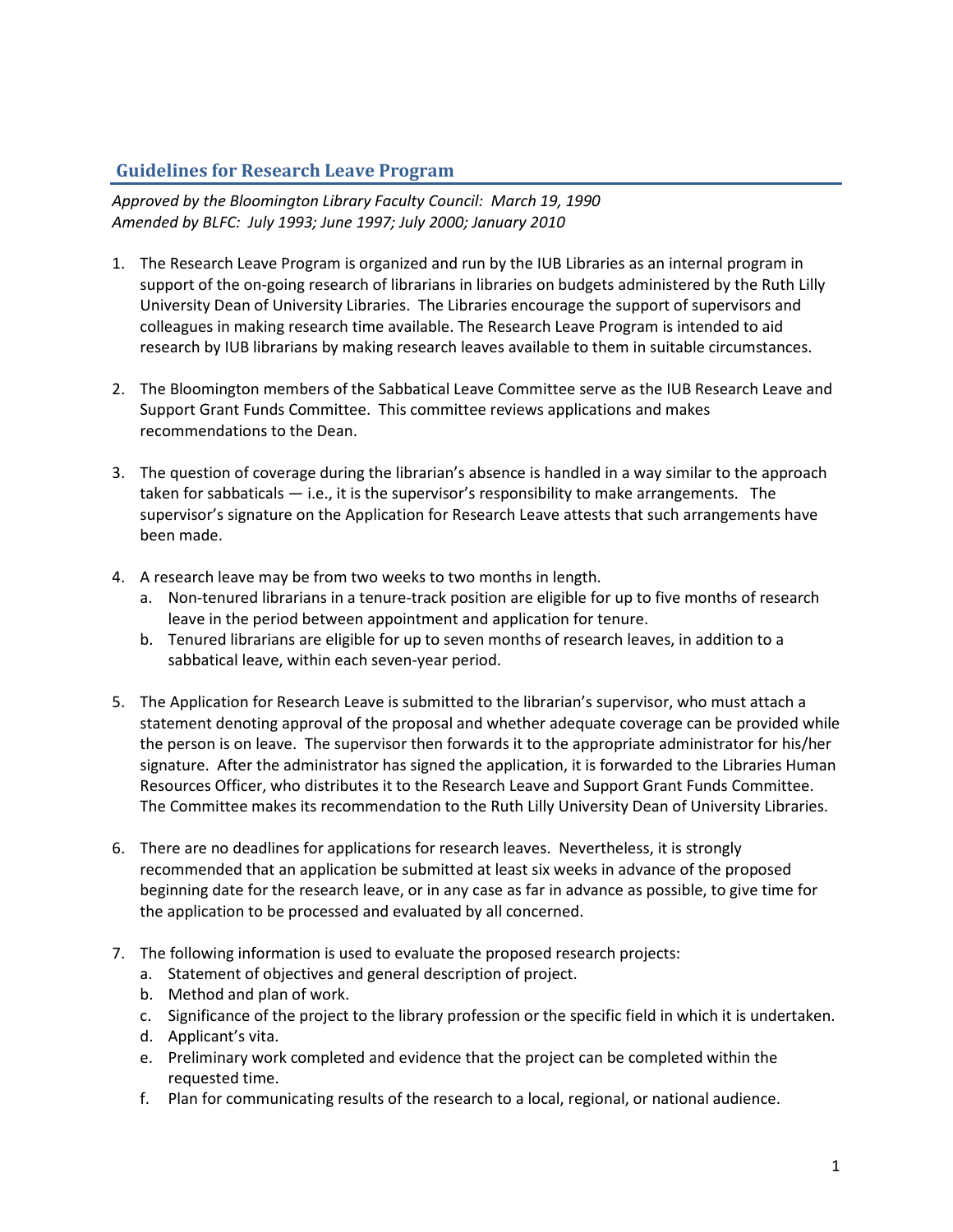## Guidelines for Research Leave Program

*Approved by the Bloomington Library Faculty Council: March 19, 1990*
*Amended by BLFC: July 1993; June 1997; July 2000; January 2010*

1. The Research Leave Program is organized and run by the IUB Libraries as an internal program in support of the on-going research of librarians in libraries on budgets administered by the Ruth Lilly University Dean of University Libraries. The Libraries encourage the support of supervisors and colleagues in making research time available. The Research Leave Program is intended to aid research by IUB librarians by making research leaves available to them in suitable circumstances.

2. The Bloomington members of the Sabbatical Leave Committee serve as the IUB Research Leave and Support Grant Funds Committee. This committee reviews applications and makes recommendations to the Dean.

3. The question of coverage during the librarian's absence is handled in a way similar to the approach taken for sabbaticals — i.e., it is the supervisor's responsibility to make arrangements. The supervisor's signature on the Application for Research Leave attests that such arrangements have been made.

4. A research leave may be from two weeks to two months in length.
   a. Non-tenured librarians in a tenure-track position are eligible for up to five months of research leave in the period between appointment and application for tenure.
   b. Tenured librarians are eligible for up to seven months of research leaves, in addition to a sabbatical leave, within each seven-year period.

5. The Application for Research Leave is submitted to the librarian's supervisor, who must attach a statement denoting approval of the proposal and whether adequate coverage can be provided while the person is on leave. The supervisor then forwards it to the appropriate administrator for his/her signature. After the administrator has signed the application, it is forwarded to the Libraries Human Resources Officer, who distributes it to the Research Leave and Support Grant Funds Committee. The Committee makes its recommendation to the Ruth Lilly University Dean of University Libraries.

6. There are no deadlines for applications for research leaves. Nevertheless, it is strongly recommended that an application be submitted at least six weeks in advance of the proposed beginning date for the research leave, or in any case as far in advance as possible, to give time for the application to be processed and evaluated by all concerned.

7. The following information is used to evaluate the proposed research projects:
   a. Statement of objectives and general description of project.
   b. Method and plan of work.
   c. Significance of the project to the library profession or the specific field in which it is undertaken.
   d. Applicant's vita.
   e. Preliminary work completed and evidence that the project can be completed within the requested time.
   f. Plan for communicating results of the research to a local, regional, or national audience.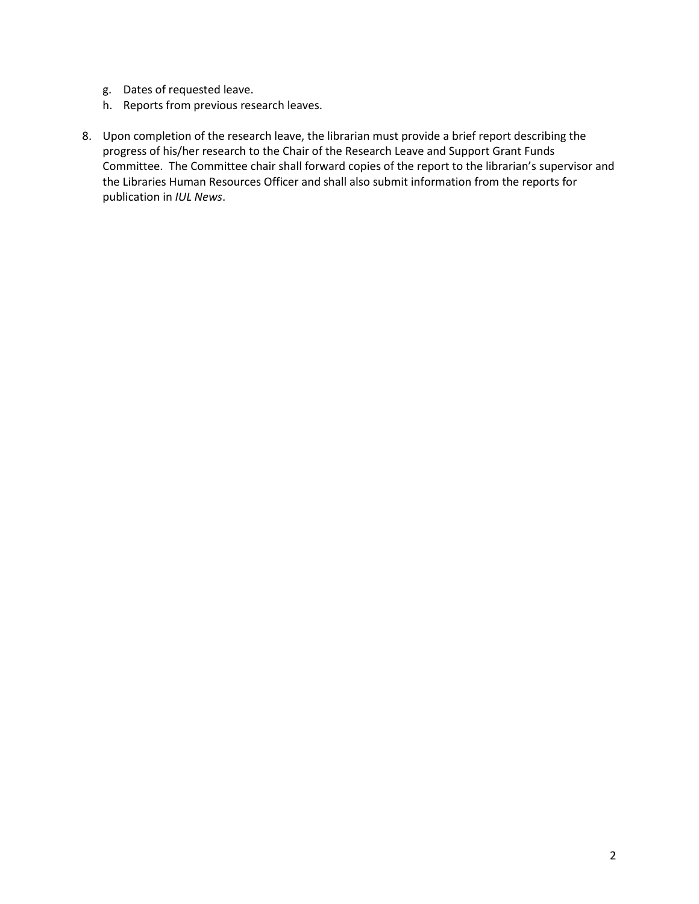g. Dates of requested leave.
h. Reports from previous research leaves.

8. Upon completion of the research leave, the librarian must provide a brief report describing the progress of his/her research to the Chair of the Research Leave and Support Grant Funds Committee. The Committee chair shall forward copies of the report to the librarian's supervisor and the Libraries Human Resources Officer and shall also submit information from the reports for publication in *IUL News*.